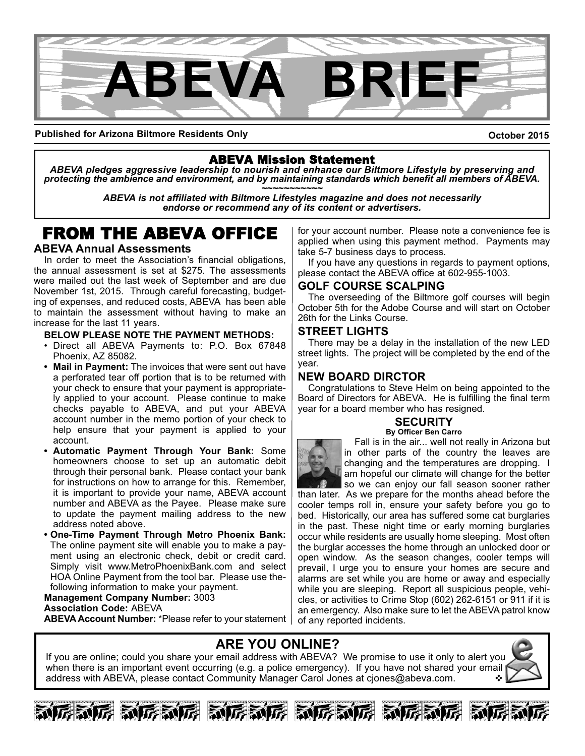# ABEVA BRIEF

**Published for Arizona Biltmore Residents Only** **October 2015**

### ABEVA Mission Statement

*ABEVA pledges aggressive leadership to nourish and enhance our Biltmore Lifestyle by preserving and protecting the ambience and environment, and by maintaining standards which benefit all members of ABEVA.*

~~~~~~~~~~~

*ABEVA is not affiliated with Biltmore Lifestyles magazine and does not necessarily endorse or recommend any of its content or advertisers.*

## FROM THE ABEVA OFFICE

### ABEVA Annual Assessments

In order to meet the Association's financial obligations, the annual assessment is set at $275. The assessments were mailed out the last week of September and are due November 1st, 2015. Through careful forecasting, budgeting of expenses, and reduced costs, ABEVA has been able to maintain the assessment without having to make an increase for the last 11 years.

**BELOW PLEASE NOTE THE PAYMENT METHODS:**

- Direct all ABEVA Payments to: P.O. Box 67848 Phoenix, AZ 85082.
- **Mail in Payment:** The invoices that were sent out have a perforated tear off portion that is to be returned with your check to ensure that your payment is appropriately applied to your account. Please continue to make checks payable to ABEVA, and put your ABEVA account number in the memo portion of your check to help ensure that your payment is applied to your account.
- **Automatic Payment Through Your Bank:** Some homeowners choose to set up an automatic debit through their personal bank. Please contact your bank for instructions on how to arrange for this. Remember, it is important to provide your name, ABEVA account number and ABEVA as the Payee. Please make sure to update the payment mailing address to the new address noted above.
- **One-Time Payment Through Metro Phoenix Bank:** The online payment site will enable you to make a payment using an electronic check, debit or credit card. Simply visit www.MetroPhoenixBank.com and select HOA Online Payment from the tool bar. Please use the following information to make your payment.

**Management Company Number:** 3003
**Association Code:** ABEVA
**ABEVA Account Number:** *Please refer to your statement for your account number. Please note a convenience fee is applied when using this payment method. Payments may take 5-7 business days to process.

If you have any questions in regards to payment options, please contact the ABEVA office at 602-955-1003.

### GOLF COURSE SCALPING

The overseeding of the Biltmore golf courses will begin October 5th for the Adobe Course and will start on October 26th for the Links Course.

### STREET LIGHTS

There may be a delay in the installation of the new LED street lights. The project will be completed by the end of the year.

### NEW BOARD DIRCTOR

Congratulations to Steve Helm on being appointed to the Board of Directors for ABEVA. He is fulfilling the final term year for a board member who has resigned.

### SECURITY

**By Officer Ben Carro**

Fall is in the air... well not really in Arizona but in other parts of the country the leaves are changing and the temperatures are dropping. I am hopeful our climate will change for the better so we can enjoy our fall season sooner rather than later. As we prepare for the months ahead before the cooler temps roll in, ensure your safety before you go to bed. Historically, our area has suffered some cat burglaries in the past. These night time or early morning burglaries occur while residents are usually home sleeping. Most often the burglar accesses the home through an unlocked door or open window. As the season changes, cooler temps will prevail, I urge you to ensure your homes are secure and alarms are set while you are home or away and especially while you are sleeping. Report all suspicious people, vehicles, or activities to Crime Stop (602) 262-6151 or 911 if it is an emergency. Also make sure to let the ABEVA patrol know of any reported incidents.

## ARE YOU ONLINE?

If you are online; could you share your email address with ABEVA? We promise to use it only to alert you when there is an important event occurring (e.g. a police emergency). If you have not shared your email address with ABEVA, please contact Community Manager Carol Jones at cjones@abeva.com. ❖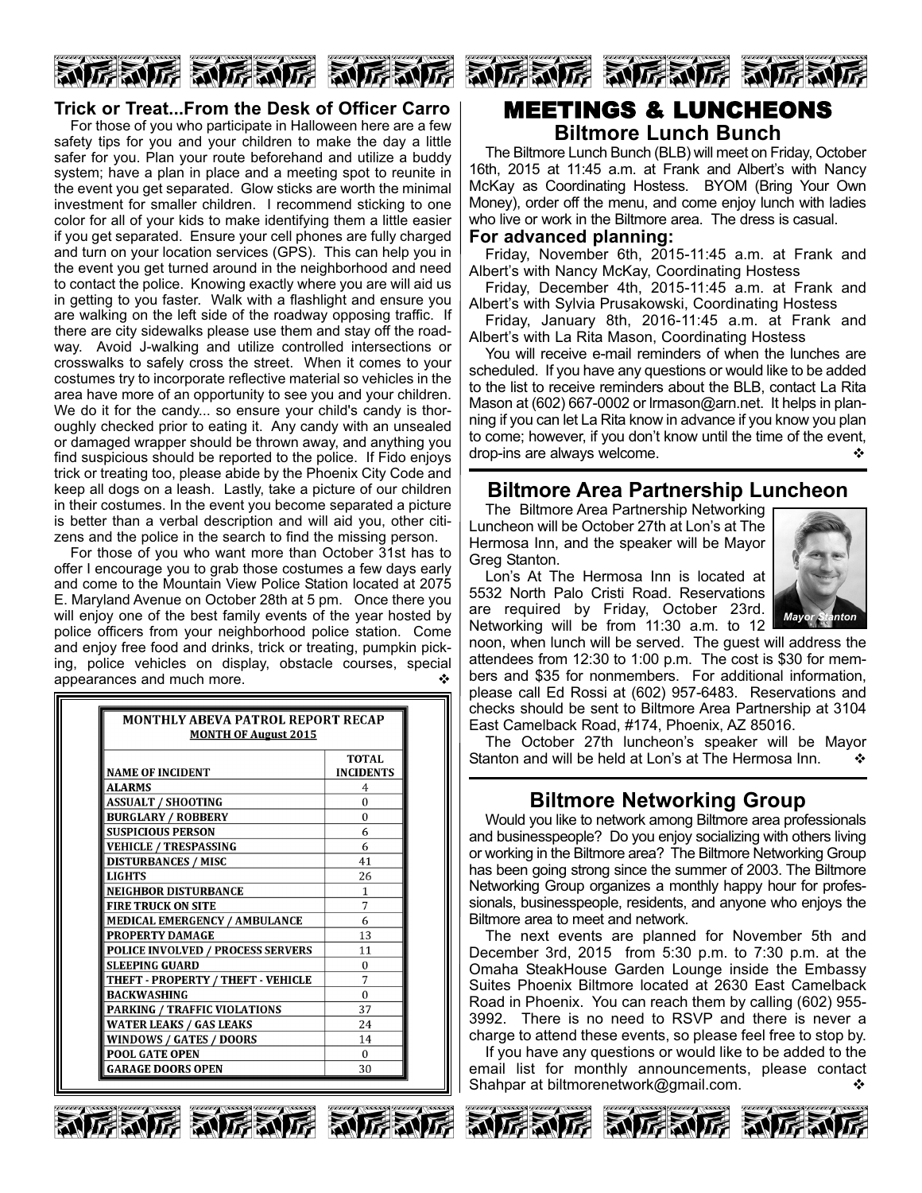## Trick or Treat...From the Desk of Officer Carro

For those of you who participate in Halloween here are a few safety tips for you and your children to make the day a little safer for you. Plan your route beforehand and utilize a buddy system; have a plan in place and a meeting spot to reunite in the event you get separated. Glow sticks are worth the minimal investment for smaller children. I recommend sticking to one color for all of your kids to make identifying them a little easier if you get separated. Ensure your cell phones are fully charged and turn on your location services (GPS). This can help you in the event you get turned around in the neighborhood and need to contact the police. Knowing exactly where you are will aid us in getting to you faster. Walk with a flashlight and ensure you are walking on the left side of the roadway opposing traffic. If there are city sidewalks please use them and stay off the roadway. Avoid J-walking and utilize controlled intersections or crosswalks to safely cross the street. When it comes to your costumes try to incorporate reflective material so vehicles in the area have more of an opportunity to see you and your children. We do it for the candy... so ensure your child's candy is thoroughly checked prior to eating it. Any candy with an unsealed or damaged wrapper should be thrown away, and anything you find suspicious should be reported to the police. If Fido enjoys trick or treating too, please abide by the Phoenix City Code and keep all dogs on a leash. Lastly, take a picture of our children in their costumes. In the event you become separated a picture is better than a verbal description and will aid you, other citizens and the police in the search to find the missing person.

For those of you who want more than October 31st has to offer I encourage you to grab those costumes a few days early and come to the Mountain View Police Station located at 2075 E. Maryland Avenue on October 28th at 5 pm. Once there you will enjoy one of the best family events of the year hosted by police officers from your neighborhood police station. Come and enjoy free food and drinks, trick or treating, pumpkin picking, police vehicles on display, obstacle courses, special appearances and much more. ❖

**MONTHLY ABEVA PATROL REPORT RECAP**
**MONTH OF August 2015**

| NAME OF INCIDENT | TOTAL INCIDENTS |
|---|---|
| ALARMS | 4 |
| ASSUALT / SHOOTING | 0 |
| BURGLARY / ROBBERY | 0 |
| SUSPICIOUS PERSON | 6 |
| VEHICLE / TRESPASSING | 6 |
| DISTURBANCES / MISC | 41 |
| LIGHTS | 26 |
| NEIGHBOR DISTURBANCE | 1 |
| FIRE TRUCK ON SITE | 7 |
| MEDICAL EMERGENCY / AMBULANCE | 6 |
| PROPERTY DAMAGE | 13 |
| POLICE INVOLVED / PROCESS SERVERS | 11 |
| SLEEPING GUARD | 0 |
| THEFT - PROPERTY / THEFT - VEHICLE | 7 |
| BACKWASHING | 0 |
| PARKING / TRAFFIC VIOLATIONS | 37 |
| WATER LEAKS / GAS LEAKS | 24 |
| WINDOWS / GATES / DOORS | 14 |
| POOL GATE OPEN | 0 |
| GARAGE DOORS OPEN | 30 |

# MEETINGS & LUNCHEONS

## Biltmore Lunch Bunch

The Biltmore Lunch Bunch (BLB) will meet on Friday, October 16th, 2015 at 11:45 a.m. at Frank and Albert's with Nancy McKay as Coordinating Hostess. BYOM (Bring Your Own Money), order off the menu, and come enjoy lunch with ladies who live or work in the Biltmore area. The dress is casual.

**For advanced planning:**

Friday, November 6th, 2015-11:45 a.m. at Frank and Albert's with Nancy McKay, Coordinating Hostess

Friday, December 4th, 2015-11:45 a.m. at Frank and Albert's with Sylvia Prusakowski, Coordinating Hostess

Friday, January 8th, 2016-11:45 a.m. at Frank and Albert's with La Rita Mason, Coordinating Hostess

You will receive e-mail reminders of when the lunches are scheduled. If you have any questions or would like to be added to the list to receive reminders about the BLB, contact La Rita Mason at (602) 667-0002 or lrmason@arn.net. It helps in planning if you can let La Rita know in advance if you know you plan to come; however, if you don't know until the time of the event, drop-ins are always welcome. ❖

## Biltmore Area Partnership Luncheon

The Biltmore Area Partnership Networking Luncheon will be October 27th at Lon's at The Hermosa Inn, and the speaker will be Mayor Greg Stanton.

*Mayor Stanton*

Lon's At The Hermosa Inn is located at 5532 North Palo Cristi Road. Reservations are required by Friday, October 23rd. Networking will be from 11:30 a.m. to 12 noon, when lunch will be served. The guest will address the attendees from 12:30 to 1:00 p.m. The cost is $30 for members and $35 for nonmembers. For additional information, please call Ed Rossi at (602) 957-6483. Reservations and checks should be sent to Biltmore Area Partnership at 3104 East Camelback Road, #174, Phoenix, AZ 85016.

The October 27th luncheon's speaker will be Mayor Stanton and will be held at Lon's at The Hermosa Inn. ❖

## Biltmore Networking Group

Would you like to network among Biltmore area professionals and businesspeople? Do you enjoy socializing with others living or working in the Biltmore area? The Biltmore Networking Group has been going strong since the summer of 2003. The Biltmore Networking Group organizes a monthly happy hour for professionals, businesspeople, residents, and anyone who enjoys the Biltmore area to meet and network.

The next events are planned for November 5th and December 3rd, 2015 from 5:30 p.m. to 7:30 p.m. at the Omaha SteakHouse Garden Lounge inside the Embassy Suites Phoenix Biltmore located at 2630 East Camelback Road in Phoenix. You can reach them by calling (602) 955-3992. There is no need to RSVP and there is never a charge to attend these events, so please feel free to stop by.

If you have any questions or would like to be added to the email list for monthly announcements, please contact Shahpar at biltmorenetwork@gmail.com. ❖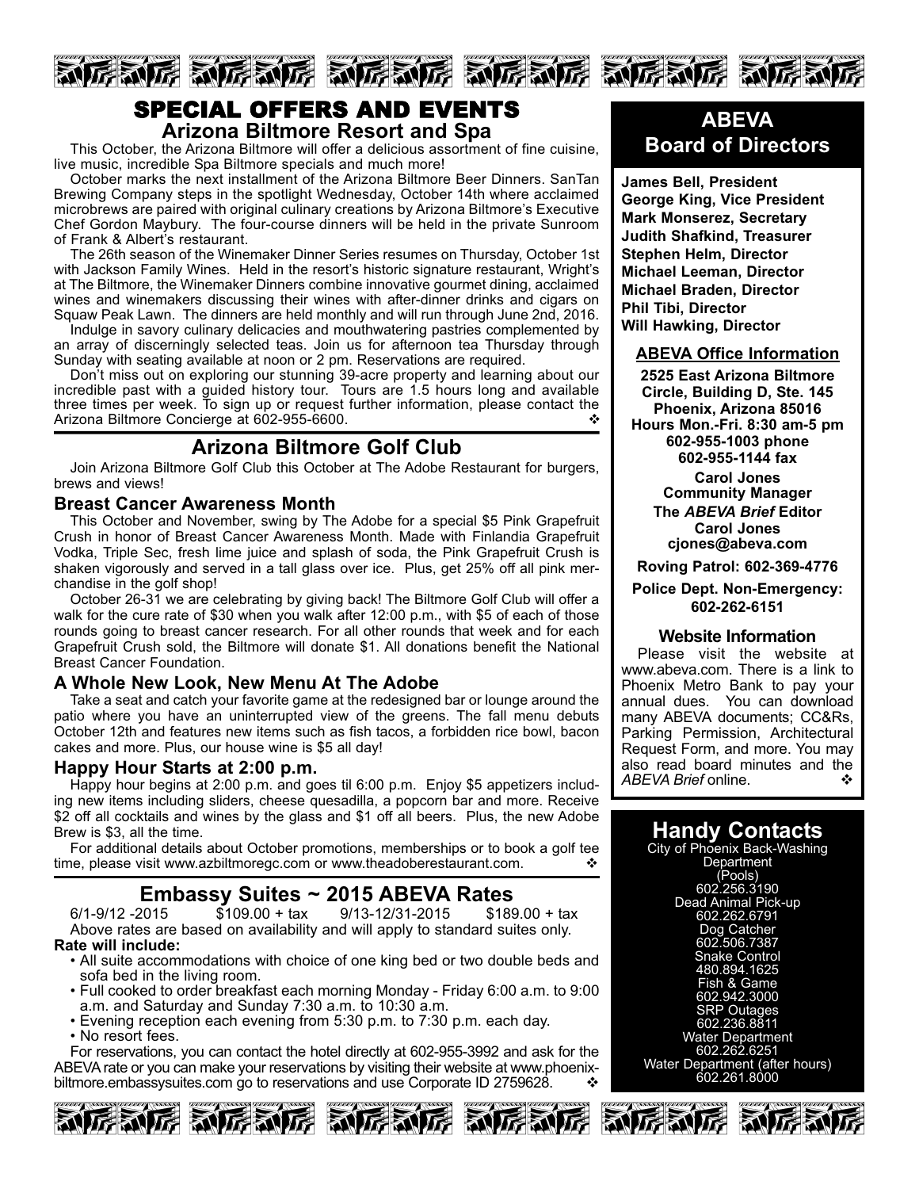# SPECIAL OFFERS AND EVENTS

## Arizona Biltmore Resort and Spa

This October, the Arizona Biltmore will offer a delicious assortment of fine cuisine, live music, incredible Spa Biltmore specials and much more!

October marks the next installment of the Arizona Biltmore Beer Dinners. SanTan Brewing Company steps in the spotlight Wednesday, October 14th where acclaimed microbrews are paired with original culinary creations by Arizona Biltmore's Executive Chef Gordon Maybury. The four-course dinners will be held in the private Sunroom of Frank & Albert's restaurant.

The 26th season of the Winemaker Dinner Series resumes on Thursday, October 1st with Jackson Family Wines. Held in the resort's historic signature restaurant, Wright's at The Biltmore, the Winemaker Dinners combine innovative gourmet dining, acclaimed wines and winemakers discussing their wines with after-dinner drinks and cigars on Squaw Peak Lawn. The dinners are held monthly and will run through June 2nd, 2016.

Indulge in savory culinary delicacies and mouthwatering pastries complemented by an array of discerningly selected teas. Join us for afternoon tea Thursday through Sunday with seating available at noon or 2 pm. Reservations are required.

Don't miss out on exploring our stunning 39-acre property and learning about our incredible past with a guided history tour. Tours are 1.5 hours long and available three times per week. To sign up or request further information, please contact the Arizona Biltmore Concierge at 602-955-6600. ❖

## Arizona Biltmore Golf Club

Join Arizona Biltmore Golf Club this October at The Adobe Restaurant for burgers, brews and views!

### Breast Cancer Awareness Month

This October and November, swing by The Adobe for a special $5 Pink Grapefruit Crush in honor of Breast Cancer Awareness Month. Made with Finlandia Grapefruit Vodka, Triple Sec, fresh lime juice and splash of soda, the Pink Grapefruit Crush is shaken vigorously and served in a tall glass over ice. Plus, get 25% off all pink merchandise in the golf shop!

October 26-31 we are celebrating by giving back! The Biltmore Golf Club will offer a walk for the cure rate of $30 when you walk after 12:00 p.m., with $5 of each of those rounds going to breast cancer research. For all other rounds that week and for each Grapefruit Crush sold, the Biltmore will donate $1. All donations benefit the National Breast Cancer Foundation.

### A Whole New Look, New Menu At The Adobe

Take a seat and catch your favorite game at the redesigned bar or lounge around the patio where you have an uninterrupted view of the greens. The fall menu debuts October 12th and features new items such as fish tacos, a forbidden rice bowl, bacon cakes and more. Plus, our house wine is $5 all day!

### Happy Hour Starts at 2:00 p.m.

Happy hour begins at 2:00 p.m. and goes til 6:00 p.m. Enjoy $5 appetizers including new items including sliders, cheese quesadilla, a popcorn bar and more. Receive $2 off all cocktails and wines by the glass and $1 off all beers. Plus, the new Adobe Brew is $3, all the time.

For additional details about October promotions, memberships or to book a golf tee time, please visit www.azbiltmoregc.com or www.theadoberestaurant.com. ❖

## Embassy Suites ~ 2015 ABEVA Rates

6/1-9/12 -2015 $109.00 + tax 9/13-12/31-2015 $189.00 + tax

Above rates are based on availability and will apply to standard suites only.

**Rate will include:**

- All suite accommodations with choice of one king bed or two double beds and sofa bed in the living room.
- Full cooked to order breakfast each morning Monday - Friday 6:00 a.m. to 9:00 a.m. and Saturday and Sunday 7:30 a.m. to 10:30 a.m.
- Evening reception each evening from 5:30 p.m. to 7:30 p.m. each day.
- No resort fees.

For reservations, you can contact the hotel directly at 602-955-3992 and ask for the ABEVA rate or you can make your reservations by visiting their website at www.phoenix-biltmore.embassysuites.com go to reservations and use Corporate ID 2759628. ❖

## ABEVA Board of Directors

**James Bell, President**
**George King, Vice President**
**Mark Monserez, Secretary**
**Judith Shafkind, Treasurer**
**Stephen Helm, Director**
**Michael Leeman, Director**
**Michael Braden, Director**
**Phil Tibi, Director**
**Will Hawking, Director**

### ABEVA Office Information

**2525 East Arizona Biltmore Circle, Building D, Ste. 145**
**Phoenix, Arizona 85016**
**Hours Mon.-Fri. 8:30 am-5 pm**
**602-955-1003 phone**
**602-955-1144 fax**

**Carol Jones**
**Community Manager**

**The *ABEVA Brief* Editor**
**Carol Jones**
**cjones@abeva.com**

**Roving Patrol: 602-369-4776**

**Police Dept. Non-Emergency: 602-262-6151**

### Website Information

Please visit the website at www.abeva.com. There is a link to Phoenix Metro Bank to pay your annual dues. You can download many ABEVA documents; CC&Rs, Parking Permission, Architectural Request Form, and more. You may also read board minutes and the *ABEVA Brief* online. ❖

## Handy Contacts

City of Phoenix Back-Washing Department (Pools)
602.256.3190

Dead Animal Pick-up
602.262.6791

Dog Catcher
602.506.7387

Snake Control
480.894.1625

Fish & Game
602.942.3000

SRP Outages
602.236.8811

Water Department
602.262.6251

Water Department (after hours)
602.261.8000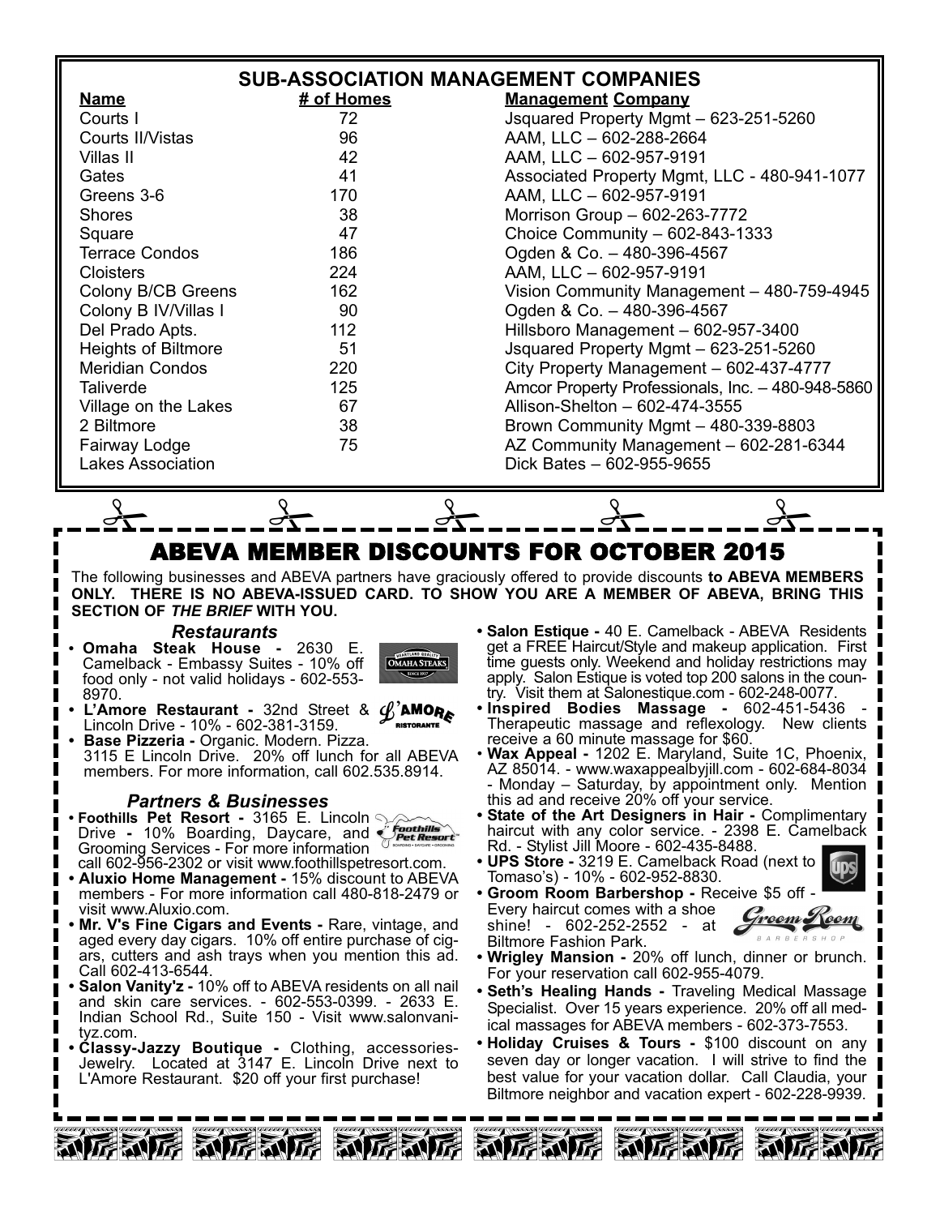## SUB-ASSOCIATION MANAGEMENT COMPANIES

| Name | # of Homes | Management Company |
|---|---|---|
| Courts I | 72 | Jsquared Property Mgmt – 623-251-5260 |
| Courts II/Vistas | 96 | AAM, LLC – 602-288-2664 |
| Villas II | 42 | AAM, LLC – 602-957-9191 |
| Gates | 41 | Associated Property Mgmt, LLC - 480-941-1077 |
| Greens 3-6 | 170 | AAM, LLC – 602-957-9191 |
| Shores | 38 | Morrison Group – 602-263-7772 |
| Square | 47 | Choice Community – 602-843-1333 |
| Terrace Condos | 186 | Ogden & Co. – 480-396-4567 |
| Cloisters | 224 | AAM, LLC – 602-957-9191 |
| Colony B/CB Greens | 162 | Vision Community Management – 480-759-4945 |
| Colony B IV/Villas I | 90 | Ogden & Co. – 480-396-4567 |
| Del Prado Apts. | 112 | Hillsboro Management – 602-957-3400 |
| Heights of Biltmore | 51 | Jsquared Property Mgmt – 623-251-5260 |
| Meridian Condos | 220 | City Property Management – 602-437-4777 |
| Taliverde | 125 | Amcor Property Professionals, Inc. – 480-948-5860 |
| Village on the Lakes | 67 | Allison-Shelton – 602-474-3555 |
| 2 Biltmore | 38 | Brown Community Mgmt – 480-339-8803 |
| Fairway Lodge | 75 | AZ Community Management – 602-281-6344 |
| Lakes Association | | Dick Bates – 602-955-9655 |

## ABEVA MEMBER DISCOUNTS FOR OCTOBER 2015

The following businesses and ABEVA partners have graciously offered to provide discounts **to ABEVA MEMBERS ONLY. THERE IS NO ABEVA-ISSUED CARD. TO SHOW YOU ARE A MEMBER OF ABEVA, BRING THIS SECTION OF *THE BRIEF* WITH YOU.**

### *Restaurants*

- **Omaha Steak House -** 2630 E. Camelback - Embassy Suites - 10% off food only - not valid holidays - 602-553-8970.
- **L'Amore Restaurant -** 32nd Street & Lincoln Drive - 10% - 602-381-3159.
- **Base Pizzeria -** Organic. Modern. Pizza. 3115 E Lincoln Drive. 20% off lunch for all ABEVA members. For more information, call 602.535.8914.

### *Partners & Businesses*

- **Foothills Pet Resort -** 3165 E. Lincoln Drive **-** 10% Boarding, Daycare, and Grooming Services - For more information call 602-956-2302 or visit www.foothillspetresort.com.
- **Aluxio Home Management -** 15% discount to ABEVA members - For more information call 480-818-2479 or visit www.Aluxio.com.
- **Mr. V's Fine Cigars and Events -** Rare, vintage, and aged every day cigars. 10% off entire purchase of cigars, cutters and ash trays when you mention this ad. Call 602-413-6544.
- **Salon Vanity'z -** 10% off to ABEVA residents on all nail and skin care services. - 602-553-0399. - 2633 E. Indian School Rd., Suite 150 - Visit www.salonvanityz.com.
- **Classy-Jazzy Boutique -** Clothing, accessories-Jewelry. Located at 3147 E. Lincoln Drive next to L'Amore Restaurant. $20 off your first purchase!
- **Salon Estique -** 40 E. Camelback - ABEVA Residents get a FREE Haircut/Style and makeup application. First time guests only. Weekend and holiday restrictions may apply. Salon Estique is voted top 200 salons in the country. Visit them at Salonestique.com - 602-248-0077.
- **Inspired Bodies Massage -** 602-451-5436 - Therapeutic massage and reflexology. New clients receive a 60 minute massage for $60.
- **Wax Appeal -** 1202 E. Maryland, Suite 1C, Phoenix, AZ 85014. - www.waxappealbyjill.com - 602-684-8034 - Monday – Saturday, by appointment only. Mention this ad and receive 20% off your service.
- **State of the Art Designers in Hair -** Complimentary haircut with any color service. - 2398 E. Camelback Rd. - Stylist Jill Moore - 602-435-8488.
- **UPS Store -** 3219 E. Camelback Road (next to Tomaso's) - 10% - 602-952-8830.
- **Groom Room Barbershop -** Receive $5 off - Every haircut comes with a shoe shine! - 602-252-2552 - at Biltmore Fashion Park.
- **Wrigley Mansion -** 20% off lunch, dinner or brunch. For your reservation call 602-955-4079.
- **Seth's Healing Hands -** Traveling Medical Massage Specialist. Over 15 years experience. 20% off all medical massages for ABEVA members - 602-373-7553.
- **Holiday Cruises & Tours -** $100 discount on any seven day or longer vacation. I will strive to find the best value for your vacation dollar. Call Claudia, your Biltmore neighbor and vacation expert - 602-228-9939.